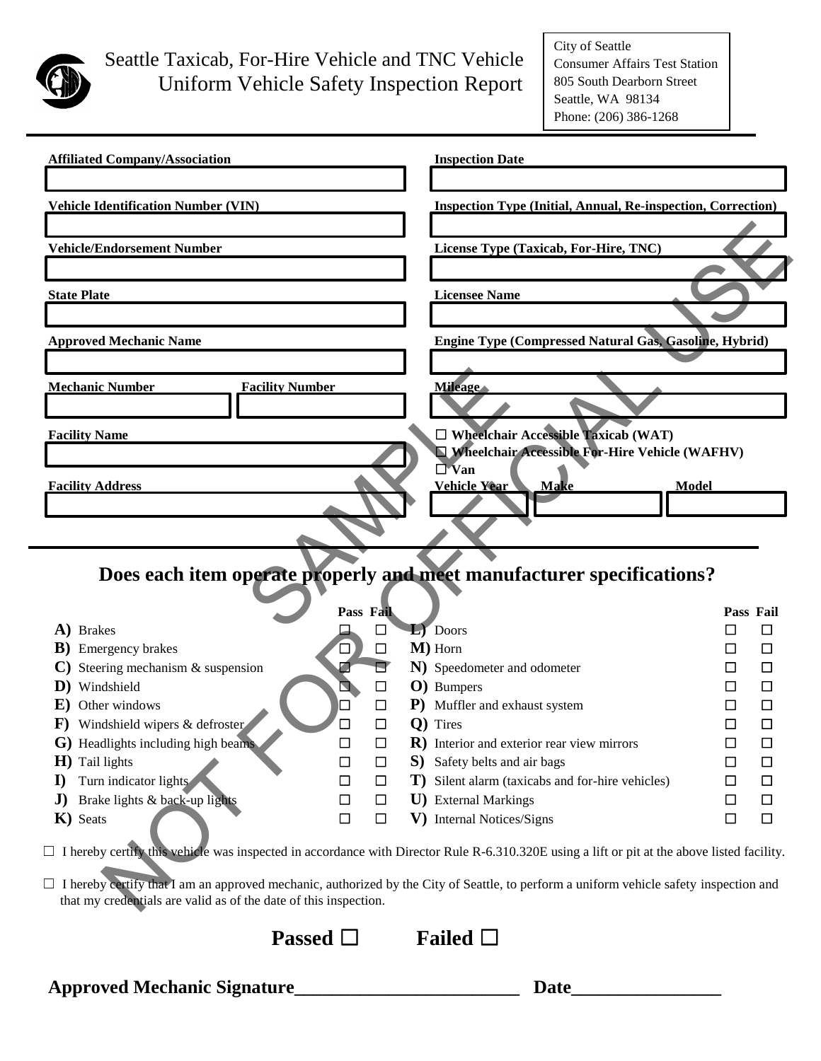# Seattle Taxicab, For-Hire Vehicle and TNC Vehicle Uniform Vehicle Safety Inspection Report

City of Seattle
Consumer Affairs Test Station
805 South Dearborn Street
Seattle, WA 98134
Phone: (206) 386-1268

SAMPLE NOT FOR OFFICIAL USE

**Affiliated Company/Association**

**Inspection Date**

**Vehicle Identification Number (VIN)**

**Inspection Type (Initial, Annual, Re-inspection, Correction)**

**Vehicle/Endorsement Number**

**License Type (Taxicab, For-Hire, TNC)**

**State Plate**

**Licensee Name**

**Approved Mechanic Name**

**Engine Type (Compressed Natural Gas, Gasoline, Hybrid)**

**Mechanic Number** | **Facility Number**

**Mileage**

**Facility Name**

☐ **Wheelchair Accessible Taxicab (WAT)**
☐ **Wheelchair Accessible For-Hire Vehicle (WAFHV)**
☐ **Van**

**Facility Address**

**Vehicle Year** | **Make** | **Model**

## Does each item operate properly and meet manufacturer specifications?

| Item | Pass | Fail | Item | Pass | Fail |
|---|---|---|---|---|---|
| **A)** Brakes | ☐ | ☐ | **L)** Doors | ☐ | ☐ |
| **B)** Emergency brakes | ☐ | ☐ | **M)** Horn | ☐ | ☐ |
| **C)** Steering mechanism & suspension | ☐ | ☐ | **N)** Speedometer and odometer | ☐ | ☐ |
| **D)** Windshield | ☐ | ☐ | **O)** Bumpers | ☐ | ☐ |
| **E)** Other windows | ☐ | ☐ | **P)** Muffler and exhaust system | ☐ | ☐ |
| **F)** Windshield wipers & defroster | ☐ | ☐ | **Q)** Tires | ☐ | ☐ |
| **G)** Headlights including high beams | ☐ | ☐ | **R)** Interior and exterior rear view mirrors | ☐ | ☐ |
| **H)** Tail lights | ☐ | ☐ | **S)** Safety belts and air bags | ☐ | ☐ |
| **I)** Turn indicator lights | ☐ | ☐ | **T)** Silent alarm (taxicabs and for-hire vehicles) | ☐ | ☐ |
| **J)** Brake lights & back-up lights | ☐ | ☐ | **U)** External Markings | ☐ | ☐ |
| **K)** Seats | ☐ | ☐ | **V)** Internal Notices/Signs | ☐ | ☐ |

☐ I hereby certify this vehicle was inspected in accordance with Director Rule R-6.310.320E using a lift or pit at the above listed facility.

☐ I hereby certify that I am an approved mechanic, authorized by the City of Seattle, to perform a uniform vehicle safety inspection and that my credentials are valid as of the date of this inspection.

**Passed ☐** **Failed ☐**

**Approved Mechanic Signature________________________ Date_______________**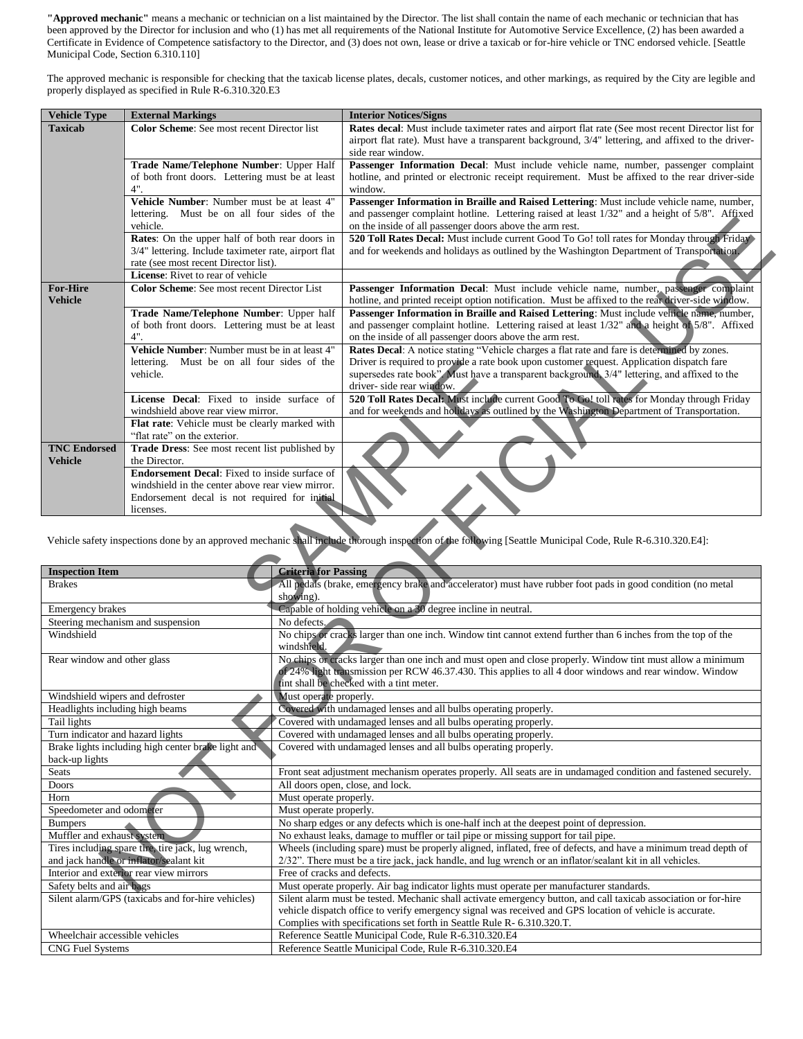**"Approved mechanic"** means a mechanic or technician on a list maintained by the Director. The list shall contain the name of each mechanic or technician that has been approved by the Director for inclusion and who (1) has met all requirements of the National Institute for Automotive Service Excellence, (2) has been awarded a Certificate in Evidence of Competence satisfactory to the Director, and (3) does not own, lease or drive a taxicab or for-hire vehicle or TNC endorsed vehicle. [Seattle Municipal Code, Section 6.310.110]

The approved mechanic is responsible for checking that the taxicab license plates, decals, customer notices, and other markings, as required by the City are legible and properly displayed as specified in Rule R-6.310.320.E3

| Vehicle Type | External Markings | Interior Notices/Signs |
|---|---|---|
| **Taxicab** | **Color Scheme**: See most recent Director list | **Rates decal**: Must include taximeter rates and airport flat rate (See most recent Director list for airport flat rate). Must have a transparent background, 3/4" lettering, and affixed to the driver-side rear window. |
| | **Trade Name/Telephone Number**: Upper Half of both front doors. Lettering must be at least 4". | **Passenger Information Decal**: Must include vehicle name, number, passenger complaint hotline, and printed or electronic receipt requirement. Must be affixed to the rear driver-side window. |
| | **Vehicle Number**: Number must be at least 4" lettering. Must be on all four sides of the vehicle. | **Passenger Information in Braille and Raised Lettering**: Must include vehicle name, number, and passenger complaint hotline. Lettering raised at least 1/32" and a height of 5/8". Affixed on the inside of all passenger doors above the arm rest. |
| | **Rates**: On the upper half of both rear doors in 3/4" lettering. Include taximeter rate, airport flat rate (see most recent Director list). | **520 Toll Rates Decal:** Must include current Good To Go! toll rates for Monday through Friday and for weekends and holidays as outlined by the Washington Department of Transportation. |
| | **License**: Rivet to rear of vehicle | |
| **For-Hire Vehicle** | **Color Scheme**: See most recent Director List | **Passenger Information Decal**: Must include vehicle name, number, passenger complaint hotline, and printed receipt option notification. Must be affixed to the rear driver-side window. |
| | **Trade Name/Telephone Number**: Upper half of both front doors. Lettering must be at least 4". | **Passenger Information in Braille and Raised Lettering**: Must include vehicle name, number, and passenger complaint hotline. Lettering raised at least 1/32" and a height of 5/8". Affixed on the inside of all passenger doors above the arm rest. |
| | **Vehicle Number**: Number must be in at least 4" lettering. Must be on all four sides of the vehicle. | **Rates Decal**: A notice stating "Vehicle charges a flat rate and fare is determined by zones. Driver is required to provide a rate book upon customer request. Application dispatch fare supersedes rate book". Must have a transparent background, 3/4" lettering, and affixed to the driver- side rear window. |
| | **License Decal**: Fixed to inside surface of windshield above rear view mirror. | **520 Toll Rates Decal:** Must include current Good To Go! toll rates for Monday through Friday and for weekends and holidays as outlined by the Washington Department of Transportation. |
| | **Flat rate**: Vehicle must be clearly marked with "flat rate" on the exterior. | |
| **TNC Endorsed Vehicle** | **Trade Dress**: See most recent list published by the Director. | |
| | **Endorsement Decal**: Fixed to inside surface of windshield in the center above rear view mirror. Endorsement decal is not required for initial licenses. | |

Vehicle safety inspections done by an approved mechanic shall include thorough inspection of the following [Seattle Municipal Code, Rule R-6.310.320.E4]:

| Inspection Item | Criteria for Passing |
|---|---|
| Brakes | All pedals (brake, emergency brake and accelerator) must have rubber foot pads in good condition (no metal showing). |
| Emergency brakes | Capable of holding vehicle on a 30 degree incline in neutral. |
| Steering mechanism and suspension | No defects. |
| Windshield | No chips or cracks larger than one inch. Window tint cannot extend further than 6 inches from the top of the windshield. |
| Rear window and other glass | No chips or cracks larger than one inch and must open and close properly. Window tint must allow a minimum of 24% light transmission per RCW 46.37.430. This applies to all 4 door windows and rear window. Window tint shall be checked with a tint meter. |
| Windshield wipers and defroster | Must operate properly. |
| Headlights including high beams | Covered with undamaged lenses and all bulbs operating properly. |
| Tail lights | Covered with undamaged lenses and all bulbs operating properly. |
| Turn indicator and hazard lights | Covered with undamaged lenses and all bulbs operating properly. |
| Brake lights including high center brake light and back-up lights | Covered with undamaged lenses and all bulbs operating properly. |
| Seats | Front seat adjustment mechanism operates properly. All seats are in undamaged condition and fastened securely. |
| Doors | All doors open, close, and lock. |
| Horn | Must operate properly. |
| Speedometer and odometer | Must operate properly. |
| Bumpers | No sharp edges or any defects which is one-half inch at the deepest point of depression. |
| Muffler and exhaust system | No exhaust leaks, damage to muffler or tail pipe or missing support for tail pipe. |
| Tires including spare tire, tire jack, lug wrench, and jack handle or inflator/sealant kit | Wheels (including spare) must be properly aligned, inflated, free of defects, and have a minimum tread depth of 2/32". There must be a tire jack, jack handle, and lug wrench or an inflator/sealant kit in all vehicles. |
| Interior and exterior rear view mirrors | Free of cracks and defects. |
| Safety belts and air bags | Must operate properly. Air bag indicator lights must operate per manufacturer standards. |
| Silent alarm/GPS (taxicabs and for-hire vehicles) | Silent alarm must be tested. Mechanic shall activate emergency button, and call taxicab association or for-hire vehicle dispatch office to verify emergency signal was received and GPS location of vehicle is accurate. Complies with specifications set forth in Seattle Rule R- 6.310.320.T. |
| Wheelchair accessible vehicles | Reference Seattle Municipal Code, Rule R-6.310.320.E4 |
| CNG Fuel Systems | Reference Seattle Municipal Code, Rule R-6.310.320.E4 |